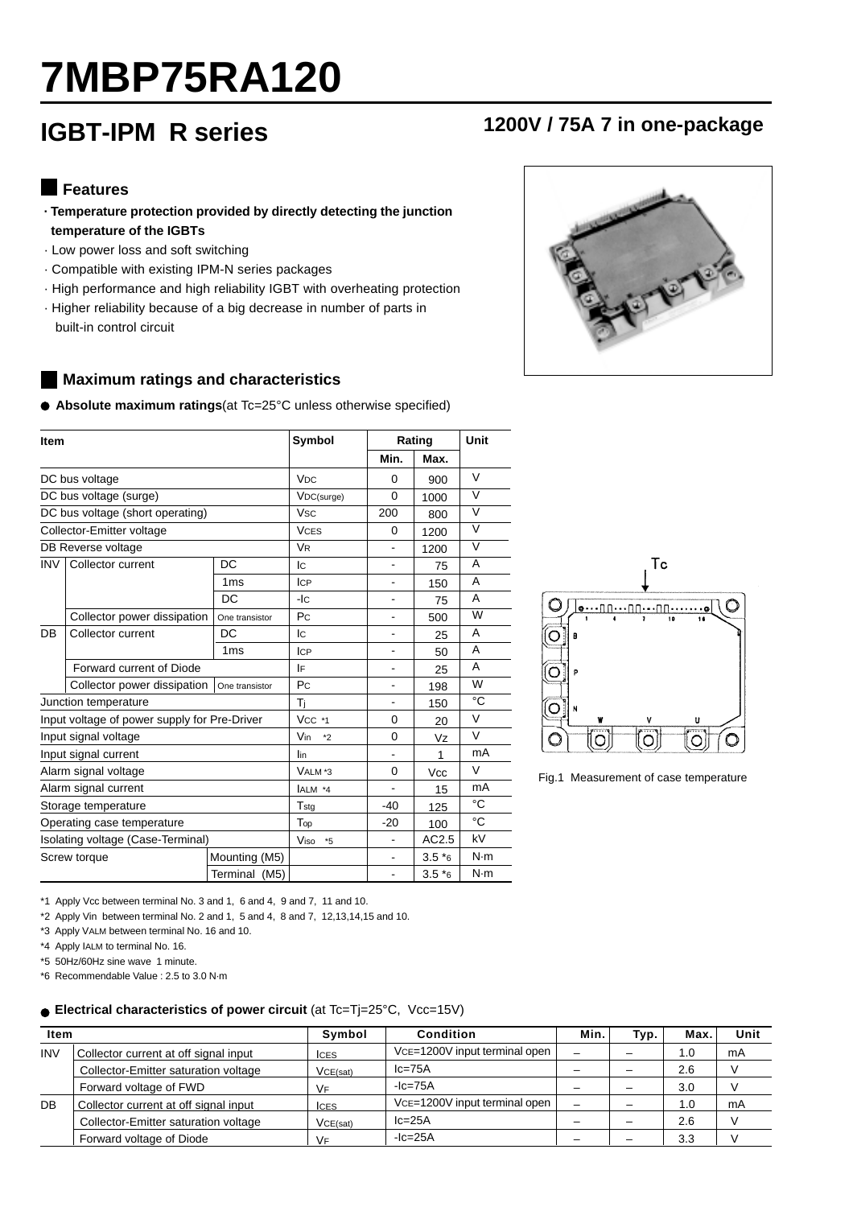# 7MBP75RA120

## IGBT-IPM R series

**1200V / 75A 7 in one-package**

### Features

- **Temperature protection provided by directly detecting the junction temperature of the IGBTs**
- Low power loss and soft switching
- Compatible with existing IPM-N series packages
- High performance and high reliability IGBT with overheating protection
- Higher reliability because of a big decrease in number of parts in built-in control circuit

### Maximum ratings and characteristics

● **Absolute maximum ratings**(at Tc=25°C unless otherwise specified)

| Item | | | Symbol | Rating Min. | Rating Max. | Unit |
|---|---|---|---|---|---|---|
| DC bus voltage | | | $V_{DC}$ | 0 | 900 | V |
| DC bus voltage (surge) | | | $V_{DC(surge)}$ | 0 | 1000 | V |
| DC bus voltage (short operating) | | | $V_{SC}$ | 200 | 800 | V |
| Collector-Emitter voltage | | | $V_{CES}$ | 0 | 1200 | V |
| DB Reverse voltage | | | $V_R$ | - | 1200 | V |
| INV | Collector current | DC | $I_C$ | - | 75 | A |
| | | 1ms | $I_{CP}$ | - | 150 | A |
| | | DC | $-I_C$ | - | 75 | A |
| | Collector power dissipation | One transistor | $P_C$ | - | 500 | W |
| DB | Collector current | DC | $I_C$ | - | 25 | A |
| | | 1ms | $I_{CP}$ | - | 50 | A |
| | Forward current of Diode | | $I_F$ | - | 25 | A |
| | Collector power dissipation | One transistor | $P_C$ | - | 198 | W |
| Junction temperature | | | $T_j$ | - | 150 | °C |
| Input voltage of power supply for Pre-Driver | | | $V_{CC}$ *1 | 0 | 20 | V |
| Input signal voltage | | | $V_{in}$ *2 | 0 | Vz | V |
| Input signal current | | | $I_{in}$ | - | 1 | mA |
| Alarm signal voltage | | | $V_{ALM}$ *3 | 0 | Vcc | V |
| Alarm signal current | | | $I_{ALM}$ *4 | - | 15 | mA |
| Storage temperature | | | $T_{stg}$ | -40 | 125 | °C |
| Operating case temperature | | | $T_{op}$ | -20 | 100 | °C |
| Isolating voltage (Case-Terminal) | | | $V_{iso}$ *5 | - | AC2.5 | kV |
| Screw torque | | Mounting (M5) | | - | 3.5 *6 | N·m |
| | | Terminal (M5) | | - | 3.5 *6 | N·m |

*1 Apply Vcc between terminal No. 3 and 1, 6 and 4, 9 and 7, 11 and 10.

*2 Apply Vin between terminal No. 2 and 1, 5 and 4, 8 and 7, 12,13,14,15 and 10.

*3 Apply VALM between terminal No. 16 and 10.

*4 Apply IALM to terminal No. 16.

*5 50Hz/60Hz sine wave 1 minute.

*6 Recommendable Value : 2.5 to 3.0 N·m

Fig.1 Measurement of case temperature

● **Electrical characteristics of power circuit** (at Tc=Tj=25°C, Vcc=15V)

| Item | | Symbol | Condition | Min. | Typ. | Max. | Unit |
|---|---|---|---|---|---|---|---|
| INV | Collector current at off signal input | $I_{CES}$ | $V_{CE}$=1200V input terminal open | – | – | 1.0 | mA |
| | Collector-Emitter saturation voltage | $V_{CE(sat)}$ | Ic=75A | – | – | 2.6 | V |
| | Forward voltage of FWD | $V_F$ | -Ic=75A | – | – | 3.0 | V |
| DB | Collector current at off signal input | $I_{CES}$ | $V_{CE}$=1200V input terminal open | – | – | 1.0 | mA |
| | Collector-Emitter saturation voltage | $V_{CE(sat)}$ | Ic=25A | – | – | 2.6 | V |
| | Forward voltage of Diode | $V_F$ | -Ic=25A | – | – | 3.3 | V |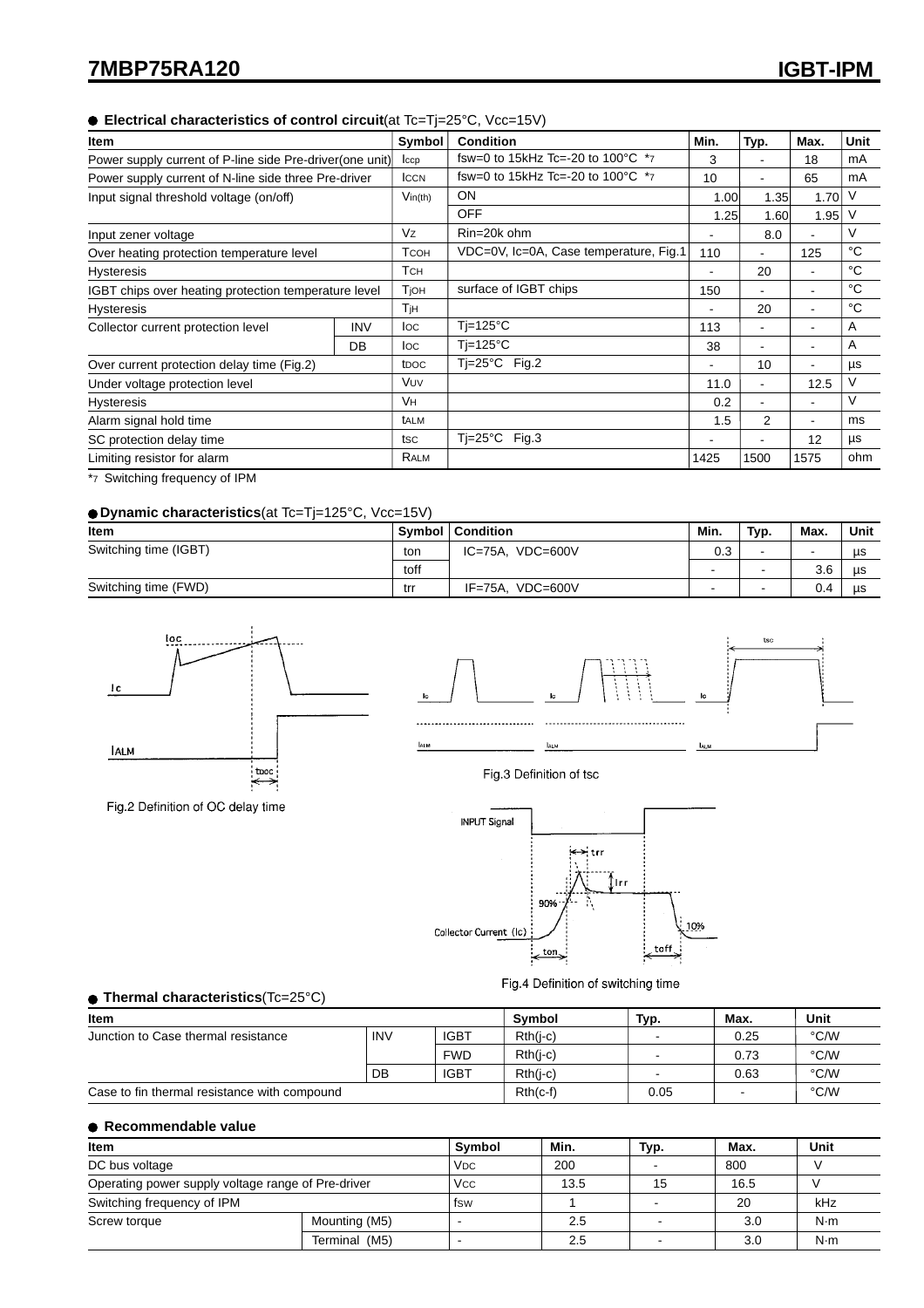## ● Electrical characteristics of control circuit (at Tc=Tj=25°C, Vcc=15V)

| Item | | Symbol | Condition | Min. | Typ. | Max. | Unit |
|---|---|---|---|---|---|---|---|
| Power supply current of P-line side Pre-driver(one unit) | | Iccp | fsw=0 to 15kHz Tc=-20 to 100°C *7 | 3 | - | 18 | mA |
| Power supply current of N-line side three Pre-driver | | ICCN | fsw=0 to 15kHz Tc=-20 to 100°C *7 | 10 | - | 65 | mA |
| Input signal threshold voltage (on/off) | | Vin(th) | ON | 1.00 | 1.35 | 1.70 | V |
| | | | OFF | 1.25 | 1.60 | 1.95 | V |
| Input zener voltage | | VZ | Rin=20k ohm | - | 8.0 | - | V |
| Over heating protection temperature level | | TCOH | VDC=0V, Ic=0A, Case temperature, Fig.1 | 110 | - | 125 | °C |
| Hysteresis | | TCH | | - | 20 | - | °C |
| IGBT chips over heating protection temperature level | | TjOH | surface of IGBT chips | 150 | - | - | °C |
| Hysteresis | | TjH | | - | 20 | - | °C |
| Collector current protection level | INV | IOC | Tj=125°C | 113 | - | - | A |
| | DB | IOC | Tj=125°C | 38 | - | - | A |
| Over current protection delay time (Fig.2) | | tDOC | Tj=25°C Fig.2 | - | 10 | - | µs |
| Under voltage protection level | | VUV | | 11.0 | - | 12.5 | V |
| Hysteresis | | VH | | 0.2 | - | - | V |
| Alarm signal hold time | | tALM | | 1.5 | 2 | - | ms |
| SC protection delay time | | tSC | Tj=25°C Fig.3 | - | - | 12 | µs |
| Limiting resistor for alarm | | RALM | | 1425 | 1500 | 1575 | ohm |

*7 Switching frequency of IPM

## ● Dynamic characteristics (at Tc=Tj=125°C, Vcc=15V)

| Item | Symbol | Condition | Min. | Typ. | Max. | Unit |
|---|---|---|---|---|---|---|
| Switching time (IGBT) | ton | IC=75A, VDC=600V | 0.3 | - | - | µs |
| | toff | | - | - | 3.6 | µs |
| Switching time (FWD) | trr | IF=75A, VDC=600V | - | - | 0.4 | µs |

Fig.2 Definition of OC delay time

Fig.3 Definition of tsc

Fig.4 Definition of switching time

## ● Thermal characteristics (Tc=25°C)

| Item | | | Symbol | Typ. | Max. | Unit |
|---|---|---|---|---|---|---|
| Junction to Case thermal resistance | INV | IGBT | Rth(j-c) | - | 0.25 | °C/W |
| | | FWD | Rth(j-c) | - | 0.73 | °C/W |
| | DB | IGBT | Rth(j-c) | - | 0.63 | °C/W |
| Case to fin thermal resistance with compound | | | Rth(c-f) | 0.05 | - | °C/W |

## ● Recommendable value

| Item | | Symbol | Min. | Typ. | Max. | Unit |
|---|---|---|---|---|---|---|
| DC bus voltage | | VDC | 200 | - | 800 | V |
| Operating power supply voltage range of Pre-driver | | VCC | 13.5 | 15 | 16.5 | V |
| Switching frequency of IPM | | fsw | 1 | - | 20 | kHz |
| Screw torque | Mounting (M5) | - | 2.5 | - | 3.0 | N·m |
| | Terminal (M5) | - | 2.5 | - | 3.0 | N·m |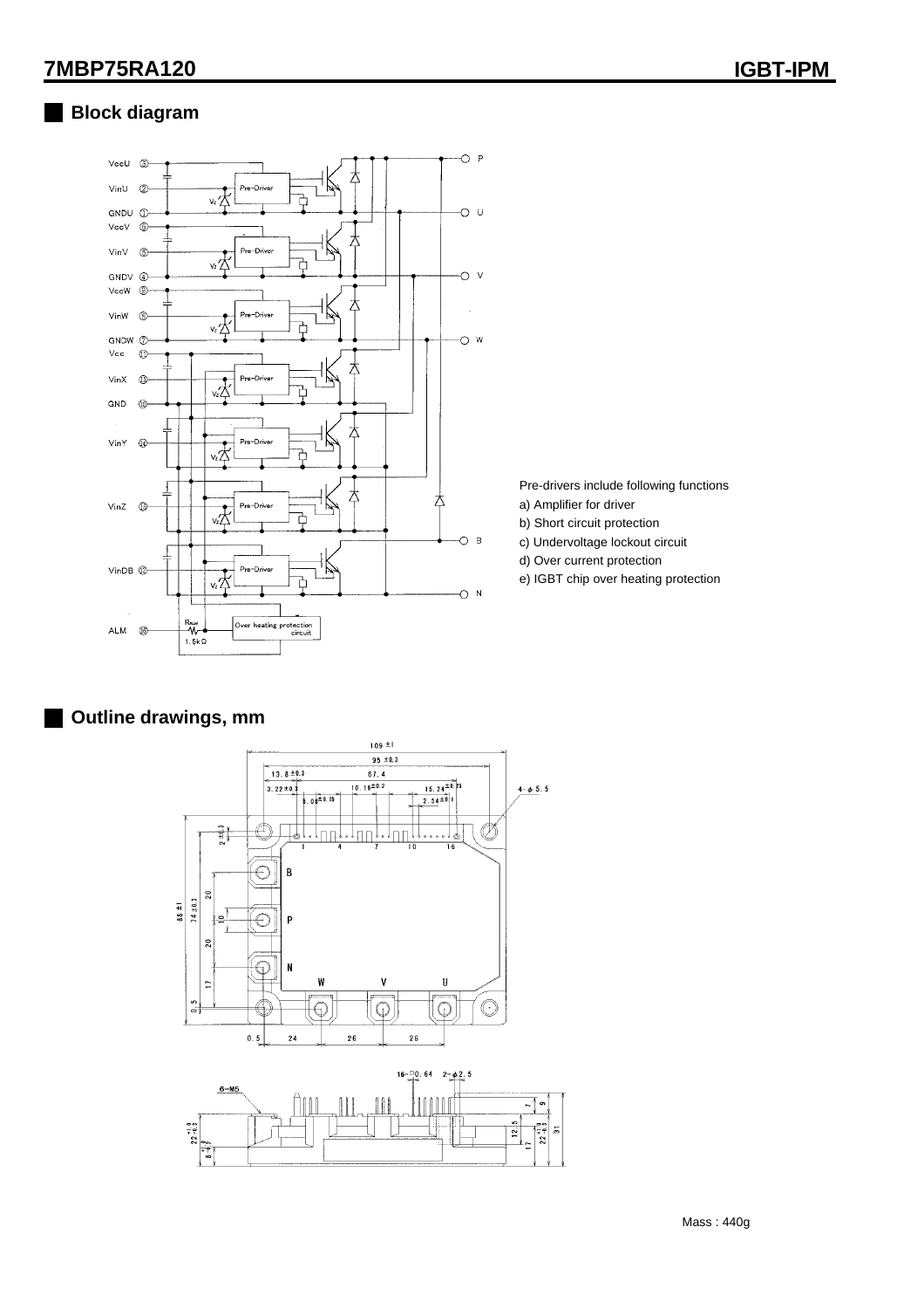## Block diagram

VccU ③
VinU ②
GNDU ①
VccV ⑥
VinV ⑤
GNDV ④
VccW ⑨
VinW ⑧
GNDW ⑦
Vcc ⑪
VinX ⑬
GND ⑩
VinY ⑭
VinZ ⑮
VinDB ⑫
ALM ⑯

Pre-Driver

$V_Z$

P
U
V
W
B
N

$R_{ALM}$
1.5kΩ

Over heating protection circuit

Pre-drivers include following functions
a) Amplifier for driver
b) Short circuit protection
c) Undervoltage lockout circuit
d) Over current protection
e) IGBT chip over heating protection

## Outline drawings, mm

109 ±1
95 ±0.3
13.8 ±0.3
67.4
3.22 ±0.3
10.16 ±0.2
15.24 ±0.25
5.08 ±0.15
2.54 ±0.1
4-φ5.5
1 4 7 10 16
B
P
N
W V U
2 ±0.1
20
10
20
17
0.5
88 ±1
74 ±0.1
0.5 24 26 26

16-□0.64 2-φ2.5
6-M5
7
9
12.5
17
22 +1.0/-0.3
31
8 +1/-0.2

Mass : 440g